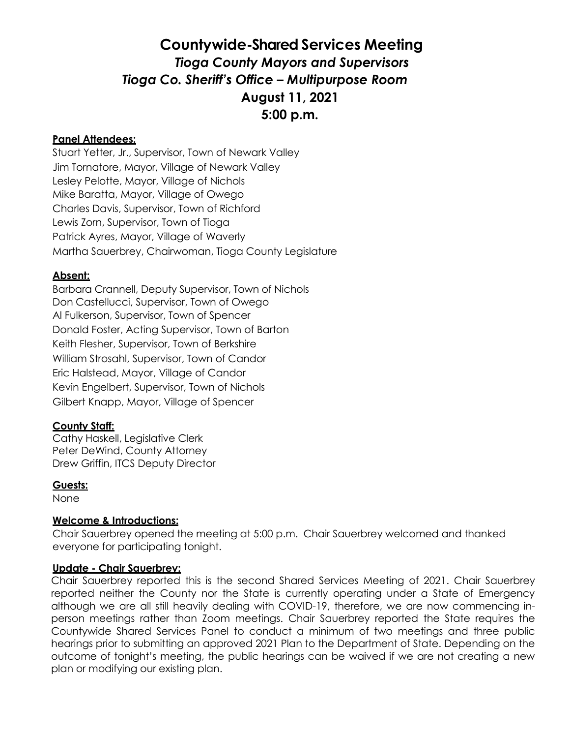# Countywide-Shared Services Meeting

## *Tioga County Mayors and Supervisors*

## *Tioga Co. Sheriff's Office – Multipurpose Room*

## August 11, 2021

## 5:00 p.m.

**Panel Attendees:**

Stuart Yetter, Jr., Supervisor, Town of Newark Valley
Jim Tornatore, Mayor, Village of Newark Valley
Lesley Pelotte, Mayor, Village of Nichols
Mike Baratta, Mayor, Village of Owego
Charles Davis, Supervisor, Town of Richford
Lewis Zorn, Supervisor, Town of Tioga
Patrick Ayres, Mayor, Village of Waverly
Martha Sauerbrey, Chairwoman, Tioga County Legislature

**Absent:**

Barbara Crannell, Deputy Supervisor, Town of Nichols
Don Castellucci, Supervisor, Town of Owego
Al Fulkerson, Supervisor, Town of Spencer
Donald Foster, Acting Supervisor, Town of Barton
Keith Flesher, Supervisor, Town of Berkshire
William Strosahl, Supervisor, Town of Candor
Eric Halstead, Mayor, Village of Candor
Kevin Engelbert, Supervisor, Town of Nichols
Gilbert Knapp, Mayor, Village of Spencer

**County Staff:**

Cathy Haskell, Legislative Clerk
Peter DeWind, County Attorney
Drew Griffin, ITCS Deputy Director

**Guests:**

None

**Welcome & Introductions:**

Chair Sauerbrey opened the meeting at 5:00 p.m. Chair Sauerbrey welcomed and thanked everyone for participating tonight.

**Update - Chair Sauerbrey:**

Chair Sauerbrey reported this is the second Shared Services Meeting of 2021. Chair Sauerbrey reported neither the County nor the State is currently operating under a State of Emergency although we are all still heavily dealing with COVID-19, therefore, we are now commencing in-person meetings rather than Zoom meetings. Chair Sauerbrey reported the State requires the Countywide Shared Services Panel to conduct a minimum of two meetings and three public hearings prior to submitting an approved 2021 Plan to the Department of State. Depending on the outcome of tonight's meeting, the public hearings can be waived if we are not creating a new plan or modifying our existing plan.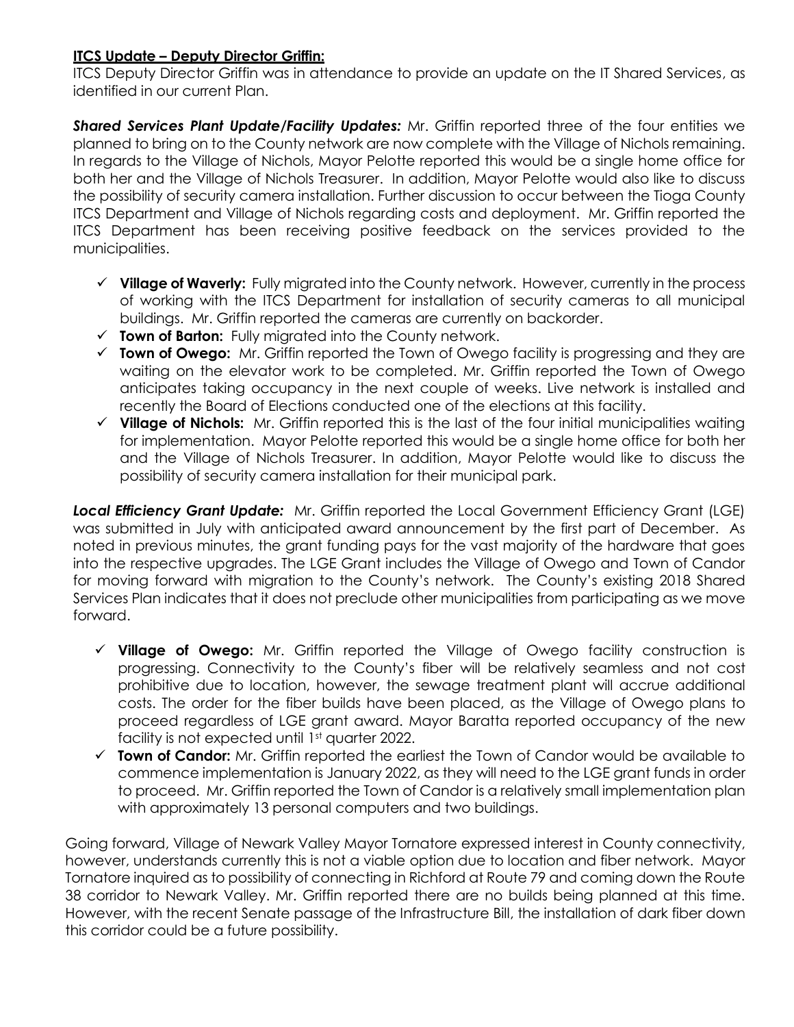**<u>ITCS Update – Deputy Director Griffin:</u>**

ITCS Deputy Director Griffin was in attendance to provide an update on the IT Shared Services, as identified in our current Plan.

***Shared Services Plant Update/Facility Updates:*** Mr. Griffin reported three of the four entities we planned to bring on to the County network are now complete with the Village of Nichols remaining. In regards to the Village of Nichols, Mayor Pelotte reported this would be a single home office for both her and the Village of Nichols Treasurer. In addition, Mayor Pelotte would also like to discuss the possibility of security camera installation. Further discussion to occur between the Tioga County ITCS Department and Village of Nichols regarding costs and deployment. Mr. Griffin reported the ITCS Department has been receiving positive feedback on the services provided to the municipalities.

- ✓ **Village of Waverly:** Fully migrated into the County network. However, currently in the process of working with the ITCS Department for installation of security cameras to all municipal buildings. Mr. Griffin reported the cameras are currently on backorder.
- ✓ **Town of Barton:** Fully migrated into the County network.
- ✓ **Town of Owego:** Mr. Griffin reported the Town of Owego facility is progressing and they are waiting on the elevator work to be completed. Mr. Griffin reported the Town of Owego anticipates taking occupancy in the next couple of weeks. Live network is installed and recently the Board of Elections conducted one of the elections at this facility.
- ✓ **Village of Nichols:** Mr. Griffin reported this is the last of the four initial municipalities waiting for implementation. Mayor Pelotte reported this would be a single home office for both her and the Village of Nichols Treasurer. In addition, Mayor Pelotte would like to discuss the possibility of security camera installation for their municipal park.

***Local Efficiency Grant Update:*** Mr. Griffin reported the Local Government Efficiency Grant (LGE) was submitted in July with anticipated award announcement by the first part of December. As noted in previous minutes, the grant funding pays for the vast majority of the hardware that goes into the respective upgrades. The LGE Grant includes the Village of Owego and Town of Candor for moving forward with migration to the County's network. The County's existing 2018 Shared Services Plan indicates that it does not preclude other municipalities from participating as we move forward.

- ✓ **Village of Owego:** Mr. Griffin reported the Village of Owego facility construction is progressing. Connectivity to the County's fiber will be relatively seamless and not cost prohibitive due to location, however, the sewage treatment plant will accrue additional costs. The order for the fiber builds have been placed, as the Village of Owego plans to proceed regardless of LGE grant award. Mayor Baratta reported occupancy of the new facility is not expected until 1st quarter 2022.
- ✓ **Town of Candor:** Mr. Griffin reported the earliest the Town of Candor would be available to commence implementation is January 2022, as they will need to the LGE grant funds in order to proceed. Mr. Griffin reported the Town of Candor is a relatively small implementation plan with approximately 13 personal computers and two buildings.

Going forward, Village of Newark Valley Mayor Tornatore expressed interest in County connectivity, however, understands currently this is not a viable option due to location and fiber network. Mayor Tornatore inquired as to possibility of connecting in Richford at Route 79 and coming down the Route 38 corridor to Newark Valley. Mr. Griffin reported there are no builds being planned at this time. However, with the recent Senate passage of the Infrastructure Bill, the installation of dark fiber down this corridor could be a future possibility.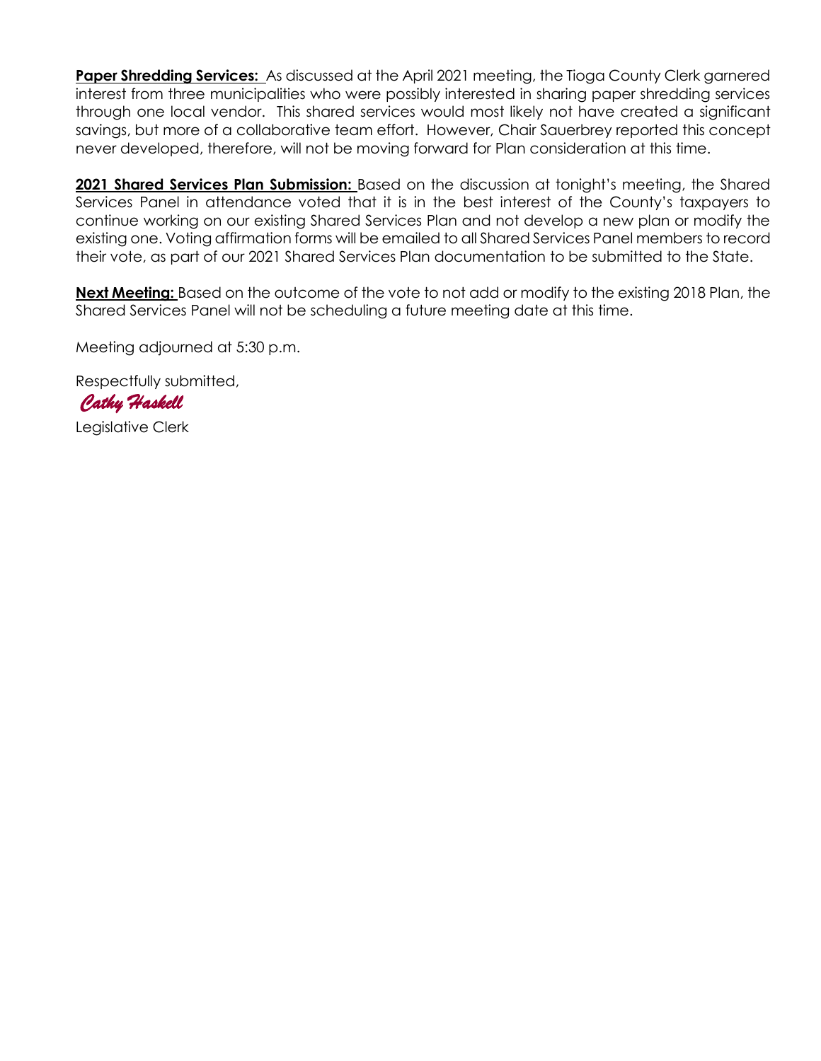**Paper Shredding Services:** As discussed at the April 2021 meeting, the Tioga County Clerk garnered interest from three municipalities who were possibly interested in sharing paper shredding services through one local vendor. This shared services would most likely not have created a significant savings, but more of a collaborative team effort. However, Chair Sauerbrey reported this concept never developed, therefore, will not be moving forward for Plan consideration at this time.

**2021 Shared Services Plan Submission:** Based on the discussion at tonight's meeting, the Shared Services Panel in attendance voted that it is in the best interest of the County's taxpayers to continue working on our existing Shared Services Plan and not develop a new plan or modify the existing one. Voting affirmation forms will be emailed to all Shared Services Panel members to record their vote, as part of our 2021 Shared Services Plan documentation to be submitted to the State.

**Next Meeting:** Based on the outcome of the vote to not add or modify to the existing 2018 Plan, the Shared Services Panel will not be scheduling a future meeting date at this time.

Meeting adjourned at 5:30 p.m.

Respectfully submitted,

*Cathy Haskell*

Legislative Clerk